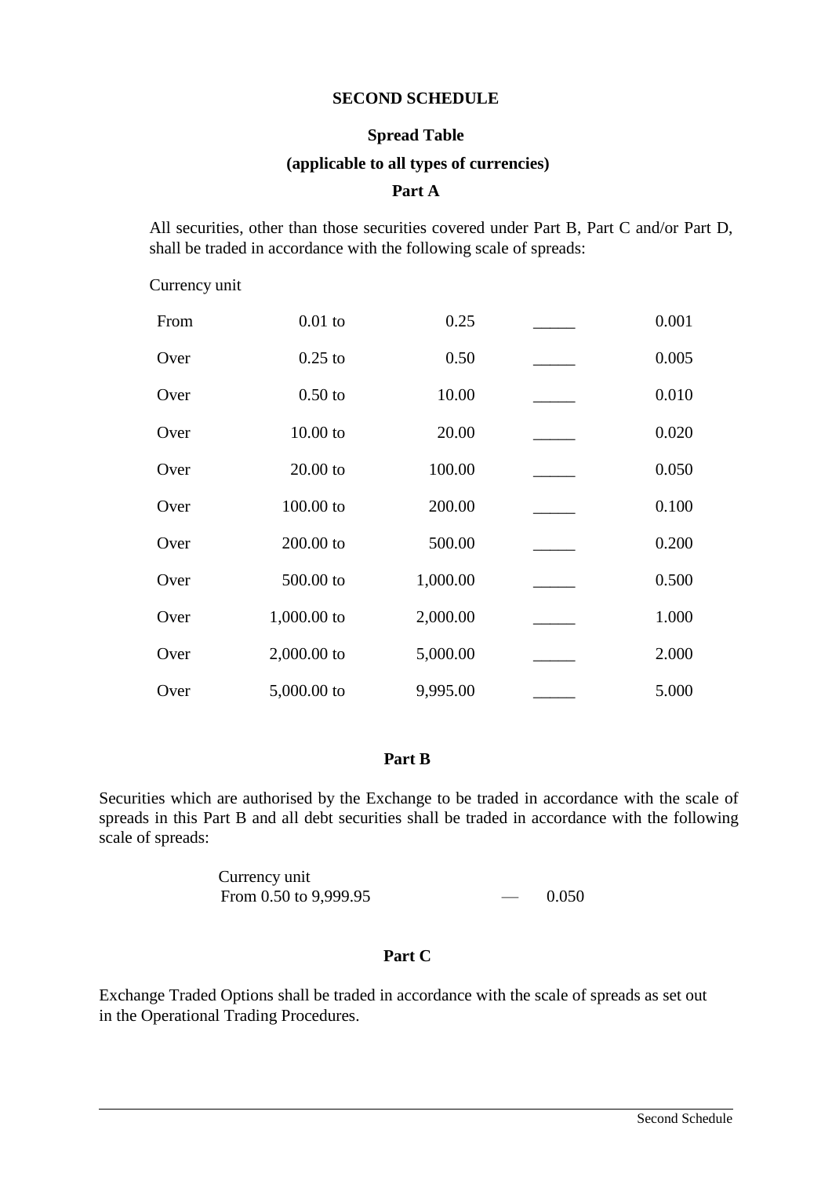# SECOND SCHEDULE

## Spread Table

### (applicable to all types of currencies)

### Part A

All securities, other than those securities covered under Part B, Part C and/or Part D, shall be traded in accordance with the following scale of spreads:

Currency unit

| | | | | |
|---|---|---|---|---|
| From | 0.01 to | 0.25 | _____ | 0.001 |
| Over | 0.25 to | 0.50 | _____ | 0.005 |
| Over | 0.50 to | 10.00 | _____ | 0.010 |
| Over | 10.00 to | 20.00 | _____ | 0.020 |
| Over | 20.00 to | 100.00 | _____ | 0.050 |
| Over | 100.00 to | 200.00 | _____ | 0.100 |
| Over | 200.00 to | 500.00 | _____ | 0.200 |
| Over | 500.00 to | 1,000.00 | _____ | 0.500 |
| Over | 1,000.00 to | 2,000.00 | _____ | 1.000 |
| Over | 2,000.00 to | 5,000.00 | _____ | 2.000 |
| Over | 5,000.00 to | 9,995.00 | _____ | 5.000 |

### Part B

Securities which are authorised by the Exchange to be traded in accordance with the scale of spreads in this Part B and all debt securities shall be traded in accordance with the following scale of spreads:

Currency unit
From 0.50 to 9,999.95 — 0.050

### Part C

Exchange Traded Options shall be traded in accordance with the scale of spreads as set out in the Operational Trading Procedures.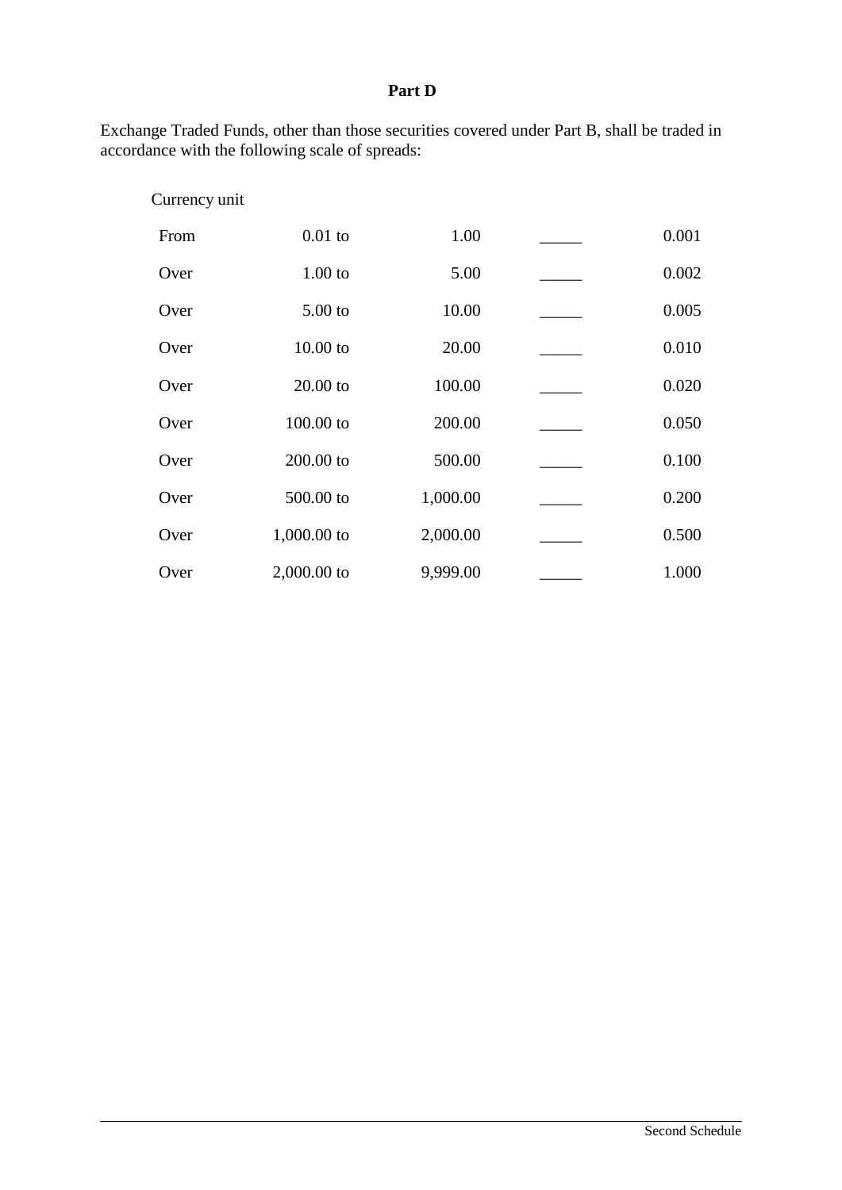## Part D

Exchange Traded Funds, other than those securities covered under Part B, shall be traded in accordance with the following scale of spreads:

| Currency unit | | | | |
|---|---|---|---|---|
| From | 0.01 to | 1.00 | _____ | 0.001 |
| Over | 1.00 to | 5.00 | _____ | 0.002 |
| Over | 5.00 to | 10.00 | _____ | 0.005 |
| Over | 10.00 to | 20.00 | _____ | 0.010 |
| Over | 20.00 to | 100.00 | _____ | 0.020 |
| Over | 100.00 to | 200.00 | _____ | 0.050 |
| Over | 200.00 to | 500.00 | _____ | 0.100 |
| Over | 500.00 to | 1,000.00 | _____ | 0.200 |
| Over | 1,000.00 to | 2,000.00 | _____ | 0.500 |
| Over | 2,000.00 to | 9,999.00 | _____ | 1.000 |